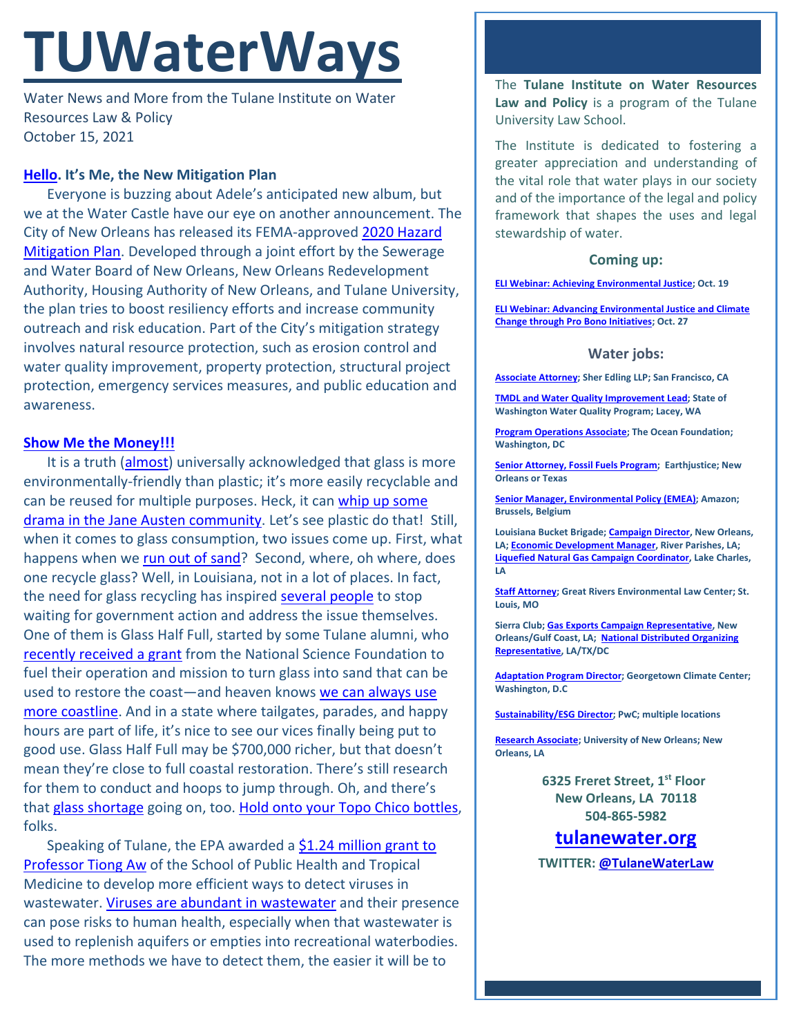# TUWaterWays

Water News and More from the Tulane Institute on Water Resources Law & Policy
October 15, 2021

### Hello. It's Me, the New Mitigation Plan

Everyone is buzzing about Adele's anticipated new album, but we at the Water Castle have our eye on another announcement. The City of New Orleans has released its FEMA-approved 2020 Hazard Mitigation Plan. Developed through a joint effort by the Sewerage and Water Board of New Orleans, New Orleans Redevelopment Authority, Housing Authority of New Orleans, and Tulane University, the plan tries to boost resiliency efforts and increase community outreach and risk education. Part of the City's mitigation strategy involves natural resource protection, such as erosion control and water quality improvement, property protection, structural project protection, emergency services measures, and public education and awareness.

### Show Me the Money!!!

It is a truth (almost) universally acknowledged that glass is more environmentally-friendly than plastic; it's more easily recyclable and can be reused for multiple purposes. Heck, it can whip up some drama in the Jane Austen community. Let's see plastic do that! Still, when it comes to glass consumption, two issues come up. First, what happens when we run out of sand? Second, where, oh where, does one recycle glass? Well, in Louisiana, not in a lot of places. In fact, the need for glass recycling has inspired several people to stop waiting for government action and address the issue themselves. One of them is Glass Half Full, started by some Tulane alumni, who recently received a grant from the National Science Foundation to fuel their operation and mission to turn glass into sand that can be used to restore the coast—and heaven knows we can always use more coastline. And in a state where tailgates, parades, and happy hours are part of life, it's nice to see our vices finally being put to good use. Glass Half Full may be $700,000 richer, but that doesn't mean they're close to full coastal restoration. There's still research for them to conduct and hoops to jump through. Oh, and there's that glass shortage going on, too. Hold onto your Topo Chico bottles, folks.

Speaking of Tulane, the EPA awarded a $1.24 million grant to Professor Tiong Aw of the School of Public Health and Tropical Medicine to develop more efficient ways to detect viruses in wastewater. Viruses are abundant in wastewater and their presence can pose risks to human health, especially when that wastewater is used to replenish aquifers or empties into recreational waterbodies. The more methods we have to detect them, the easier it will be to

---

The **Tulane Institute on Water Resources Law and Policy** is a program of the Tulane University Law School.

The Institute is dedicated to fostering a greater appreciation and understanding of the vital role that water plays in our society and of the importance of the legal and policy framework that shapes the uses and legal stewardship of water.

#### Coming up:

**ELI Webinar: Achieving Environmental Justice; Oct. 19**

**ELI Webinar: Advancing Environmental Justice and Climate Change through Pro Bono Initiatives; Oct. 27**

#### Water jobs:

**Associate Attorney; Sher Edling LLP; San Francisco, CA**

**TMDL and Water Quality Improvement Lead; State of Washington Water Quality Program; Lacey, WA**

**Program Operations Associate; The Ocean Foundation; Washington, DC**

**Senior Attorney, Fossil Fuels Program; Earthjustice; New Orleans or Texas**

**Senior Manager, Environmental Policy (EMEA); Amazon; Brussels, Belgium**

**Louisiana Bucket Brigade; Campaign Director, New Orleans, LA; Economic Development Manager, River Parishes, LA; Liquefied Natural Gas Campaign Coordinator, Lake Charles, LA**

**Staff Attorney; Great Rivers Environmental Law Center; St. Louis, MO**

**Sierra Club; Gas Exports Campaign Representative, New Orleans/Gulf Coast, LA; National Distributed Organizing Representative, LA/TX/DC**

**Adaptation Program Director; Georgetown Climate Center; Washington, D.C**

**Sustainability/ESG Director; PwC; multiple locations**

**Research Associate; University of New Orleans; New Orleans, LA**

**6325 Freret Street, 1st Floor**
**New Orleans, LA 70118**
**504-865-5982**

**tulanewater.org**

**TWITTER: @TulaneWaterLaw**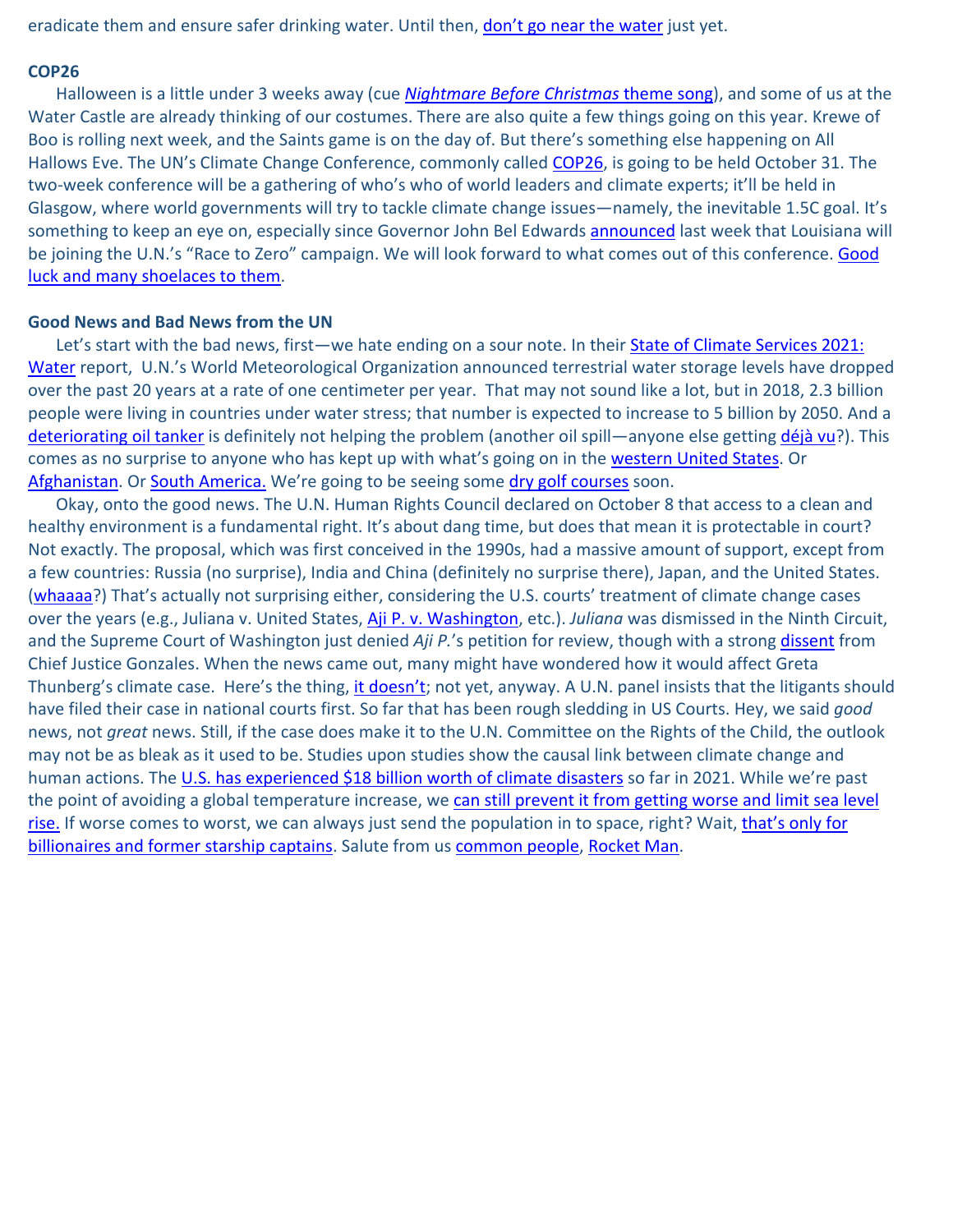eradicate them and ensure safer drinking water. Until then, don't go near the water just yet.

**COP26**

Halloween is a little under 3 weeks away (cue *Nightmare Before Christmas* theme song), and some of us at the Water Castle are already thinking of our costumes. There are also quite a few things going on this year. Krewe of Boo is rolling next week, and the Saints game is on the day of. But there's something else happening on All Hallows Eve. The UN's Climate Change Conference, commonly called COP26, is going to be held October 31. The two-week conference will be a gathering of who's who of world leaders and climate experts; it'll be held in Glasgow, where world governments will try to tackle climate change issues—namely, the inevitable 1.5C goal. It's something to keep an eye on, especially since Governor John Bel Edwards announced last week that Louisiana will be joining the U.N.'s "Race to Zero" campaign. We will look forward to what comes out of this conference. Good luck and many shoelaces to them.

**Good News and Bad News from the UN**

Let's start with the bad news, first—we hate ending on a sour note. In their State of Climate Services 2021: Water report, U.N.'s World Meteorological Organization announced terrestrial water storage levels have dropped over the past 20 years at a rate of one centimeter per year. That may not sound like a lot, but in 2018, 2.3 billion people were living in countries under water stress; that number is expected to increase to 5 billion by 2050. And a deteriorating oil tanker is definitely not helping the problem (another oil spill—anyone else getting déjà vu?). This comes as no surprise to anyone who has kept up with what's going on in the western United States. Or Afghanistan. Or South America. We're going to be seeing some dry golf courses soon.

Okay, onto the good news. The U.N. Human Rights Council declared on October 8 that access to a clean and healthy environment is a fundamental right. It's about dang time, but does that mean it is protectable in court? Not exactly. The proposal, which was first conceived in the 1990s, had a massive amount of support, except from a few countries: Russia (no surprise), India and China (definitely no surprise there), Japan, and the United States. (whaaaa?) That's actually not surprising either, considering the U.S. courts' treatment of climate change cases over the years (e.g., Juliana v. United States, Aji P. v. Washington, etc.). *Juliana* was dismissed in the Ninth Circuit, and the Supreme Court of Washington just denied *Aji P.*'s petition for review, though with a strong dissent from Chief Justice Gonzales. When the news came out, many might have wondered how it would affect Greta Thunberg's climate case. Here's the thing, it doesn't; not yet, anyway. A U.N. panel insists that the litigants should have filed their case in national courts first. So far that has been rough sledding in US Courts. Hey, we said *good* news, not *great* news. Still, if the case does make it to the U.N. Committee on the Rights of the Child, the outlook may not be as bleak as it used to be. Studies upon studies show the causal link between climate change and human actions. The U.S. has experienced $18 billion worth of climate disasters so far in 2021. While we're past the point of avoiding a global temperature increase, we can still prevent it from getting worse and limit sea level rise. If worse comes to worst, we can always just send the population in to space, right? Wait, that's only for billionaires and former starship captains. Salute from us common people, Rocket Man.